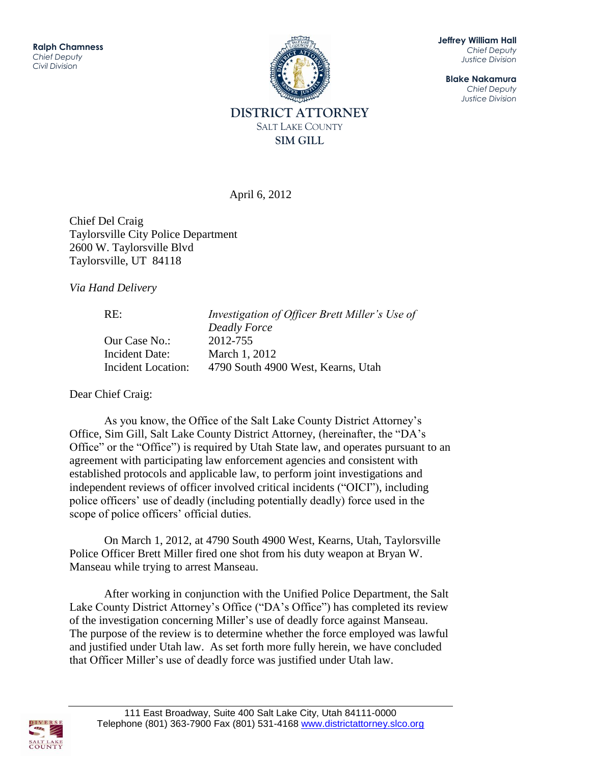**Ralph Chamness**
*Chief Deputy*
*Civil Division*

**Jeffrey William Hall**
*Chief Deputy*
*Justice Division*

**Blake Nakamura**
*Chief Deputy*
*Justice Division*

**DISTRICT ATTORNEY**
SALT LAKE COUNTY
**SIM GILL**

April 6, 2012

Chief Del Craig
Taylorsville City Police Department
2600 W. Taylorsville Blvd
Taylorsville, UT 84118

*Via Hand Delivery*

| | |
|---|---|
| RE: | *Investigation of Officer Brett Miller's Use of Deadly Force* |
| Our Case No.: | 2012-755 |
| Incident Date: | March 1, 2012 |
| Incident Location: | 4790 South 4900 West, Kearns, Utah |

Dear Chief Craig:

As you know, the Office of the Salt Lake County District Attorney's Office, Sim Gill, Salt Lake County District Attorney, (hereinafter, the "DA's Office" or the "Office") is required by Utah State law, and operates pursuant to an agreement with participating law enforcement agencies and consistent with established protocols and applicable law, to perform joint investigations and independent reviews of officer involved critical incidents ("OICI"), including police officers' use of deadly (including potentially deadly) force used in the scope of police officers' official duties.

On March 1, 2012, at 4790 South 4900 West, Kearns, Utah, Taylorsville Police Officer Brett Miller fired one shot from his duty weapon at Bryan W. Manseau while trying to arrest Manseau.

After working in conjunction with the Unified Police Department, the Salt Lake County District Attorney's Office ("DA's Office") has completed its review of the investigation concerning Miller's use of deadly force against Manseau. The purpose of the review is to determine whether the force employed was lawful and justified under Utah law. As set forth more fully herein, we have concluded that Officer Miller's use of deadly force was justified under Utah law.

111 East Broadway, Suite 400 Salt Lake City, Utah 84111-0000
Telephone (801) 363-7900 Fax (801) 531-4168 www.districtattorney.slco.org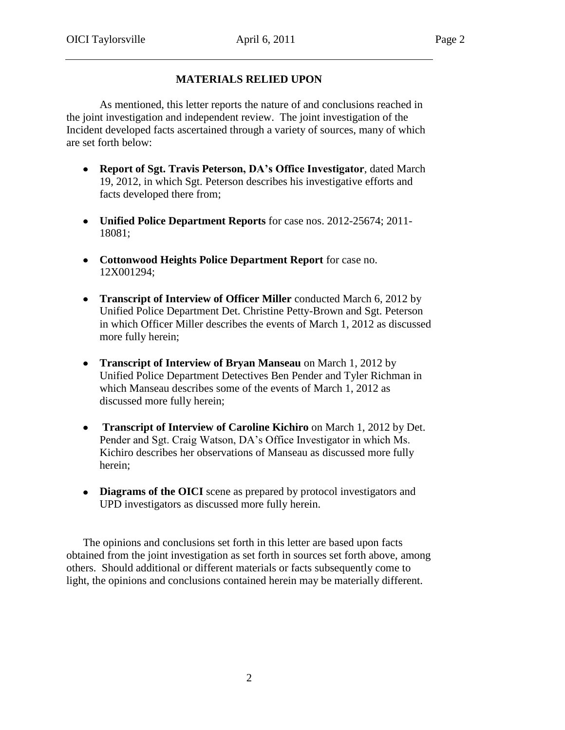## MATERIALS RELIED UPON

As mentioned, this letter reports the nature of and conclusions reached in the joint investigation and independent review. The joint investigation of the Incident developed facts ascertained through a variety of sources, many of which are set forth below:

- **Report of Sgt. Travis Peterson, DA's Office Investigator**, dated March 19, 2012, in which Sgt. Peterson describes his investigative efforts and facts developed there from;
- **Unified Police Department Reports** for case nos. 2012-25674; 2011-18081;
- **Cottonwood Heights Police Department Report** for case no. 12X001294;
- **Transcript of Interview of Officer Miller** conducted March 6, 2012 by Unified Police Department Det. Christine Petty-Brown and Sgt. Peterson in which Officer Miller describes the events of March 1, 2012 as discussed more fully herein;
- **Transcript of Interview of Bryan Manseau** on March 1, 2012 by Unified Police Department Detectives Ben Pender and Tyler Richman in which Manseau describes some of the events of March 1, 2012 as discussed more fully herein;
- **Transcript of Interview of Caroline Kichiro** on March 1, 2012 by Det. Pender and Sgt. Craig Watson, DA's Office Investigator in which Ms. Kichiro describes her observations of Manseau as discussed more fully herein;
- **Diagrams of the OICI** scene as prepared by protocol investigators and UPD investigators as discussed more fully herein.

The opinions and conclusions set forth in this letter are based upon facts obtained from the joint investigation as set forth in sources set forth above, among others. Should additional or different materials or facts subsequently come to light, the opinions and conclusions contained herein may be materially different.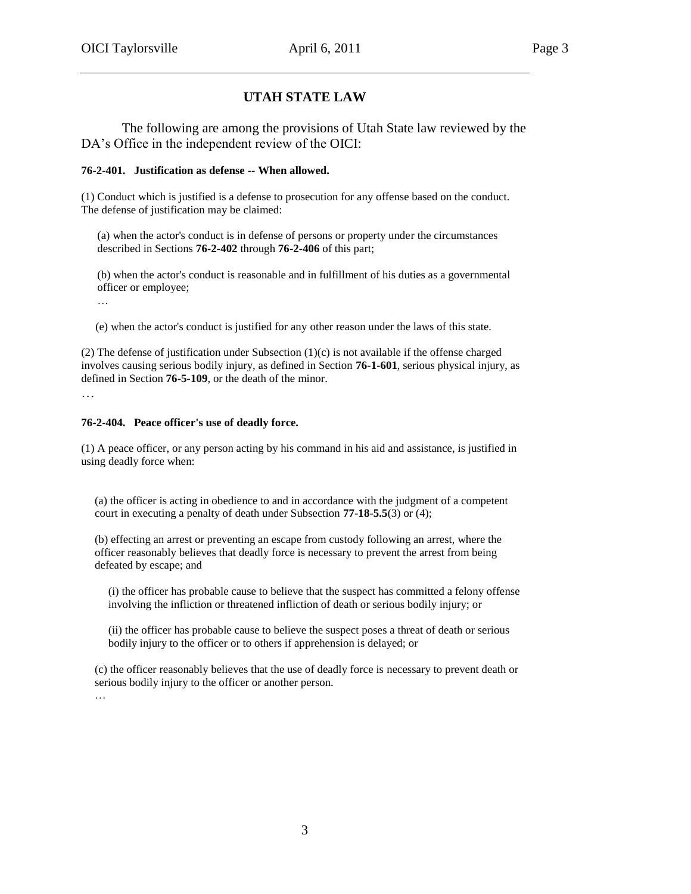## UTAH STATE LAW

The following are among the provisions of Utah State law reviewed by the DA's Office in the independent review of the OICI:

**76-2-401. Justification as defense -- When allowed.**

(1) Conduct which is justified is a defense to prosecution for any offense based on the conduct. The defense of justification may be claimed:

(a) when the actor's conduct is in defense of persons or property under the circumstances described in Sections **76-2-402** through **76-2-406** of this part;

(b) when the actor's conduct is reasonable and in fulfillment of his duties as a governmental officer or employee;

…

(e) when the actor's conduct is justified for any other reason under the laws of this state.

(2) The defense of justification under Subsection (1)(c) is not available if the offense charged involves causing serious bodily injury, as defined in Section **76-1-601**, serious physical injury, as defined in Section **76-5-109**, or the death of the minor.

…

**76-2-404. Peace officer's use of deadly force.**

(1) A peace officer, or any person acting by his command in his aid and assistance, is justified in using deadly force when:

(a) the officer is acting in obedience to and in accordance with the judgment of a competent court in executing a penalty of death under Subsection **77-18-5.5**(3) or (4);

(b) effecting an arrest or preventing an escape from custody following an arrest, where the officer reasonably believes that deadly force is necessary to prevent the arrest from being defeated by escape; and

(i) the officer has probable cause to believe that the suspect has committed a felony offense involving the infliction or threatened infliction of death or serious bodily injury; or

(ii) the officer has probable cause to believe the suspect poses a threat of death or serious bodily injury to the officer or to others if apprehension is delayed; or

(c) the officer reasonably believes that the use of deadly force is necessary to prevent death or serious bodily injury to the officer or another person.

…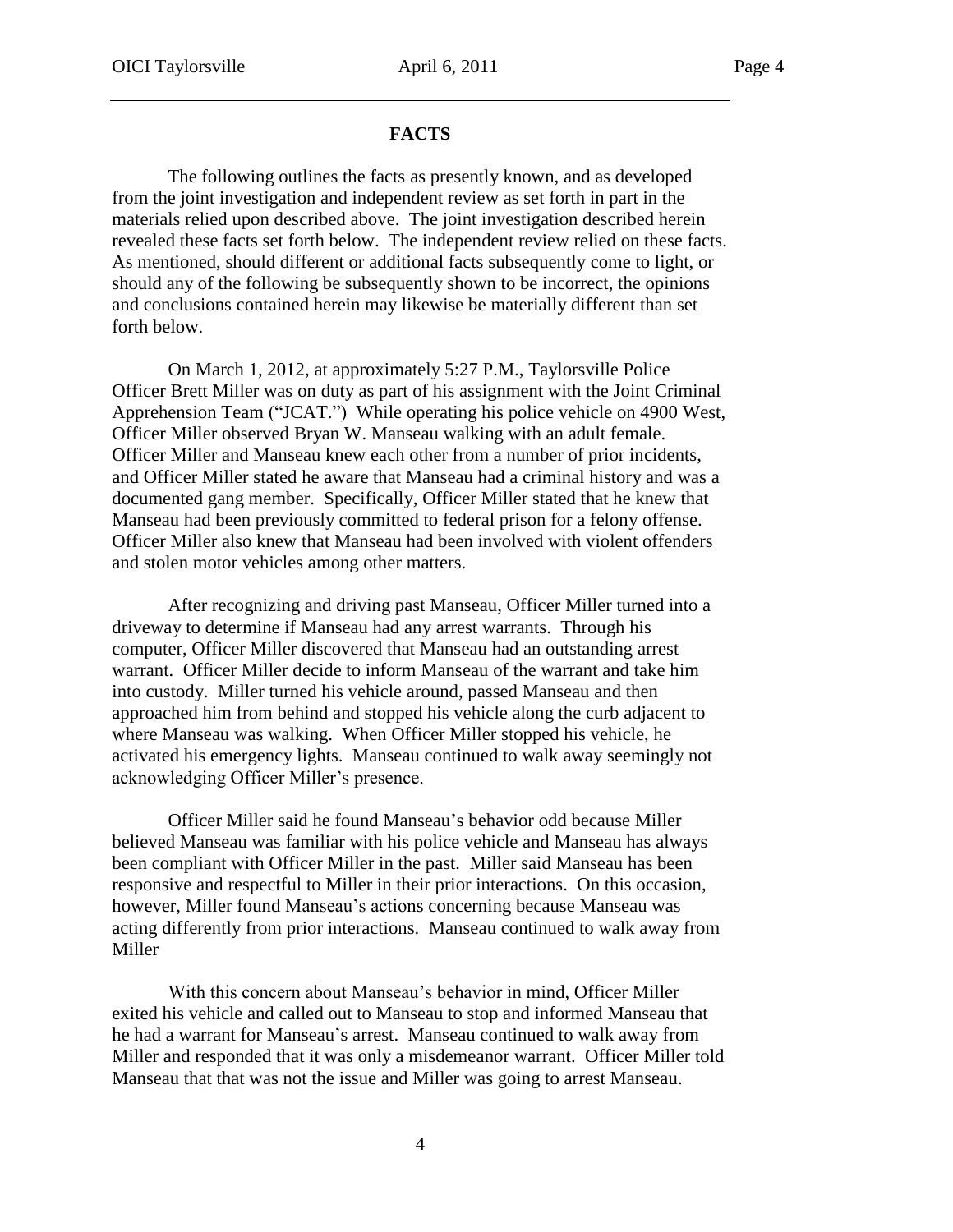## FACTS

The following outlines the facts as presently known, and as developed from the joint investigation and independent review as set forth in part in the materials relied upon described above. The joint investigation described herein revealed these facts set forth below. The independent review relied on these facts. As mentioned, should different or additional facts subsequently come to light, or should any of the following be subsequently shown to be incorrect, the opinions and conclusions contained herein may likewise be materially different than set forth below.

On March 1, 2012, at approximately 5:27 P.M., Taylorsville Police Officer Brett Miller was on duty as part of his assignment with the Joint Criminal Apprehension Team ("JCAT.") While operating his police vehicle on 4900 West, Officer Miller observed Bryan W. Manseau walking with an adult female. Officer Miller and Manseau knew each other from a number of prior incidents, and Officer Miller stated he aware that Manseau had a criminal history and was a documented gang member. Specifically, Officer Miller stated that he knew that Manseau had been previously committed to federal prison for a felony offense. Officer Miller also knew that Manseau had been involved with violent offenders and stolen motor vehicles among other matters.

After recognizing and driving past Manseau, Officer Miller turned into a driveway to determine if Manseau had any arrest warrants. Through his computer, Officer Miller discovered that Manseau had an outstanding arrest warrant. Officer Miller decide to inform Manseau of the warrant and take him into custody. Miller turned his vehicle around, passed Manseau and then approached him from behind and stopped his vehicle along the curb adjacent to where Manseau was walking. When Officer Miller stopped his vehicle, he activated his emergency lights. Manseau continued to walk away seemingly not acknowledging Officer Miller's presence.

Officer Miller said he found Manseau's behavior odd because Miller believed Manseau was familiar with his police vehicle and Manseau has always been compliant with Officer Miller in the past. Miller said Manseau has been responsive and respectful to Miller in their prior interactions. On this occasion, however, Miller found Manseau's actions concerning because Manseau was acting differently from prior interactions. Manseau continued to walk away from Miller

With this concern about Manseau's behavior in mind, Officer Miller exited his vehicle and called out to Manseau to stop and informed Manseau that he had a warrant for Manseau's arrest. Manseau continued to walk away from Miller and responded that it was only a misdemeanor warrant. Officer Miller told Manseau that that was not the issue and Miller was going to arrest Manseau.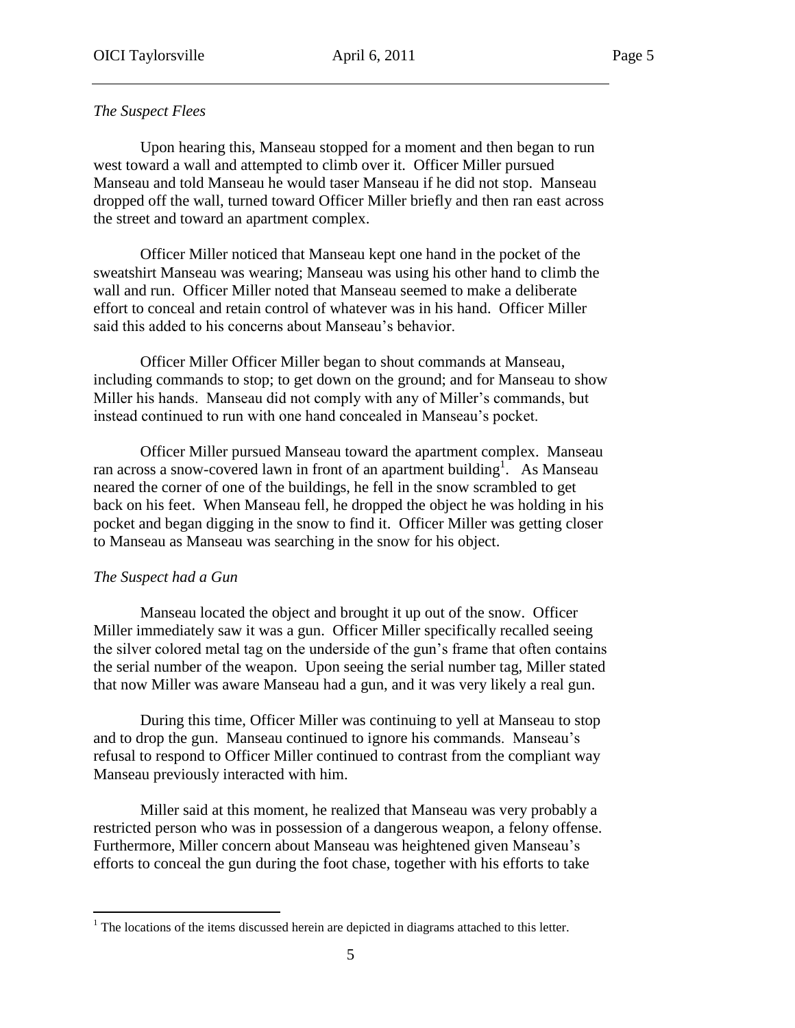*The Suspect Flees*

Upon hearing this, Manseau stopped for a moment and then began to run west toward a wall and attempted to climb over it. Officer Miller pursued Manseau and told Manseau he would taser Manseau if he did not stop. Manseau dropped off the wall, turned toward Officer Miller briefly and then ran east across the street and toward an apartment complex.

Officer Miller noticed that Manseau kept one hand in the pocket of the sweatshirt Manseau was wearing; Manseau was using his other hand to climb the wall and run. Officer Miller noted that Manseau seemed to make a deliberate effort to conceal and retain control of whatever was in his hand. Officer Miller said this added to his concerns about Manseau's behavior.

Officer Miller Officer Miller began to shout commands at Manseau, including commands to stop; to get down on the ground; and for Manseau to show Miller his hands. Manseau did not comply with any of Miller's commands, but instead continued to run with one hand concealed in Manseau's pocket.

Officer Miller pursued Manseau toward the apartment complex. Manseau ran across a snow-covered lawn in front of an apartment building[1]. As Manseau neared the corner of one of the buildings, he fell in the snow scrambled to get back on his feet. When Manseau fell, he dropped the object he was holding in his pocket and began digging in the snow to find it. Officer Miller was getting closer to Manseau as Manseau was searching in the snow for his object.

*The Suspect had a Gun*

Manseau located the object and brought it up out of the snow. Officer Miller immediately saw it was a gun. Officer Miller specifically recalled seeing the silver colored metal tag on the underside of the gun's frame that often contains the serial number of the weapon. Upon seeing the serial number tag, Miller stated that now Miller was aware Manseau had a gun, and it was very likely a real gun.

During this time, Officer Miller was continuing to yell at Manseau to stop and to drop the gun. Manseau continued to ignore his commands. Manseau's refusal to respond to Officer Miller continued to contrast from the compliant way Manseau previously interacted with him.

Miller said at this moment, he realized that Manseau was very probably a restricted person who was in possession of a dangerous weapon, a felony offense. Furthermore, Miller concern about Manseau was heightened given Manseau's efforts to conceal the gun during the foot chase, together with his efforts to take

[1] The locations of the items discussed herein are depicted in diagrams attached to this letter.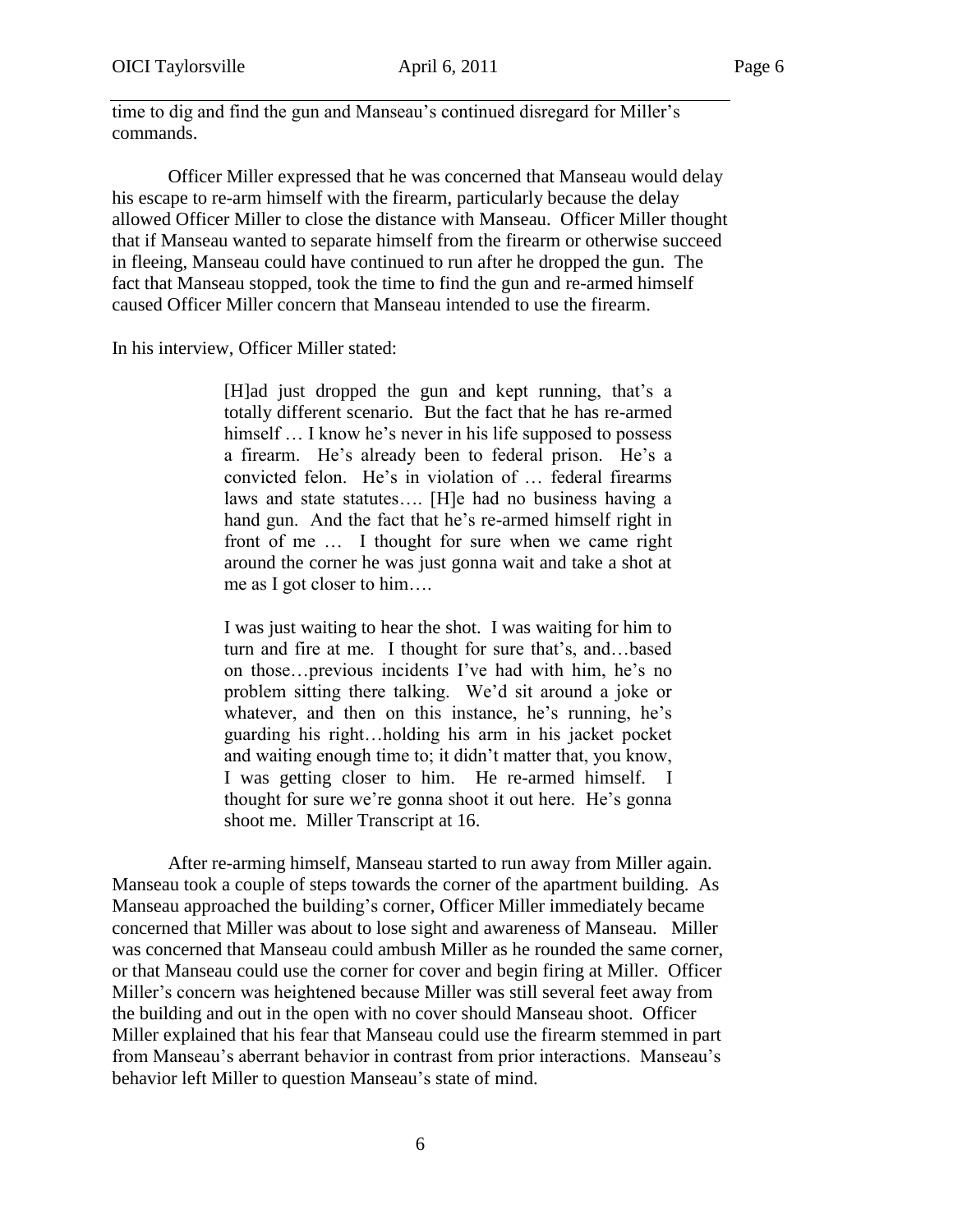time to dig and find the gun and Manseau's continued disregard for Miller's commands.

Officer Miller expressed that he was concerned that Manseau would delay his escape to re-arm himself with the firearm, particularly because the delay allowed Officer Miller to close the distance with Manseau. Officer Miller thought that if Manseau wanted to separate himself from the firearm or otherwise succeed in fleeing, Manseau could have continued to run after he dropped the gun. The fact that Manseau stopped, took the time to find the gun and re-armed himself caused Officer Miller concern that Manseau intended to use the firearm.

In his interview, Officer Miller stated:

> [H]ad just dropped the gun and kept running, that's a totally different scenario. But the fact that he has re-armed himself … I know he's never in his life supposed to possess a firearm. He's already been to federal prison. He's a convicted felon. He's in violation of … federal firearms laws and state statutes…. [H]e had no business having a hand gun. And the fact that he's re-armed himself right in front of me … I thought for sure when we came right around the corner he was just gonna wait and take a shot at me as I got closer to him….
>
> I was just waiting to hear the shot. I was waiting for him to turn and fire at me. I thought for sure that's, and…based on those…previous incidents I've had with him, he's no problem sitting there talking. We'd sit around a joke or whatever, and then on this instance, he's running, he's guarding his right…holding his arm in his jacket pocket and waiting enough time to; it didn't matter that, you know, I was getting closer to him. He re-armed himself. I thought for sure we're gonna shoot it out here. He's gonna shoot me. Miller Transcript at 16.

After re-arming himself, Manseau started to run away from Miller again. Manseau took a couple of steps towards the corner of the apartment building. As Manseau approached the building's corner, Officer Miller immediately became concerned that Miller was about to lose sight and awareness of Manseau. Miller was concerned that Manseau could ambush Miller as he rounded the same corner, or that Manseau could use the corner for cover and begin firing at Miller. Officer Miller's concern was heightened because Miller was still several feet away from the building and out in the open with no cover should Manseau shoot. Officer Miller explained that his fear that Manseau could use the firearm stemmed in part from Manseau's aberrant behavior in contrast from prior interactions. Manseau's behavior left Miller to question Manseau's state of mind.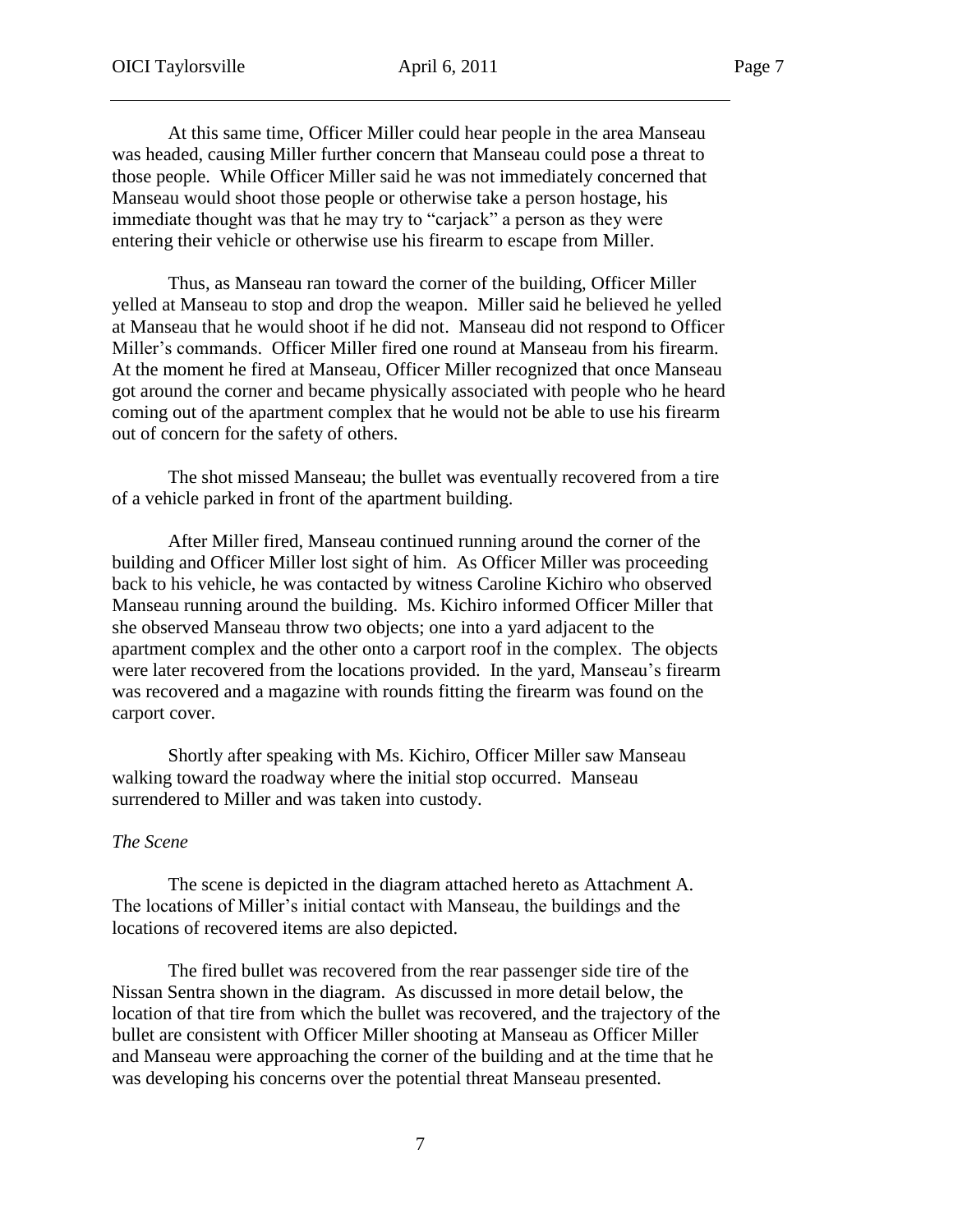At this same time, Officer Miller could hear people in the area Manseau was headed, causing Miller further concern that Manseau could pose a threat to those people. While Officer Miller said he was not immediately concerned that Manseau would shoot those people or otherwise take a person hostage, his immediate thought was that he may try to "carjack" a person as they were entering their vehicle or otherwise use his firearm to escape from Miller.

Thus, as Manseau ran toward the corner of the building, Officer Miller yelled at Manseau to stop and drop the weapon. Miller said he believed he yelled at Manseau that he would shoot if he did not. Manseau did not respond to Officer Miller's commands. Officer Miller fired one round at Manseau from his firearm. At the moment he fired at Manseau, Officer Miller recognized that once Manseau got around the corner and became physically associated with people who he heard coming out of the apartment complex that he would not be able to use his firearm out of concern for the safety of others.

The shot missed Manseau; the bullet was eventually recovered from a tire of a vehicle parked in front of the apartment building.

After Miller fired, Manseau continued running around the corner of the building and Officer Miller lost sight of him. As Officer Miller was proceeding back to his vehicle, he was contacted by witness Caroline Kichiro who observed Manseau running around the building. Ms. Kichiro informed Officer Miller that she observed Manseau throw two objects; one into a yard adjacent to the apartment complex and the other onto a carport roof in the complex. The objects were later recovered from the locations provided. In the yard, Manseau's firearm was recovered and a magazine with rounds fitting the firearm was found on the carport cover.

Shortly after speaking with Ms. Kichiro, Officer Miller saw Manseau walking toward the roadway where the initial stop occurred. Manseau surrendered to Miller and was taken into custody.

*The Scene*

The scene is depicted in the diagram attached hereto as Attachment A. The locations of Miller's initial contact with Manseau, the buildings and the locations of recovered items are also depicted.

The fired bullet was recovered from the rear passenger side tire of the Nissan Sentra shown in the diagram. As discussed in more detail below, the location of that tire from which the bullet was recovered, and the trajectory of the bullet are consistent with Officer Miller shooting at Manseau as Officer Miller and Manseau were approaching the corner of the building and at the time that he was developing his concerns over the potential threat Manseau presented.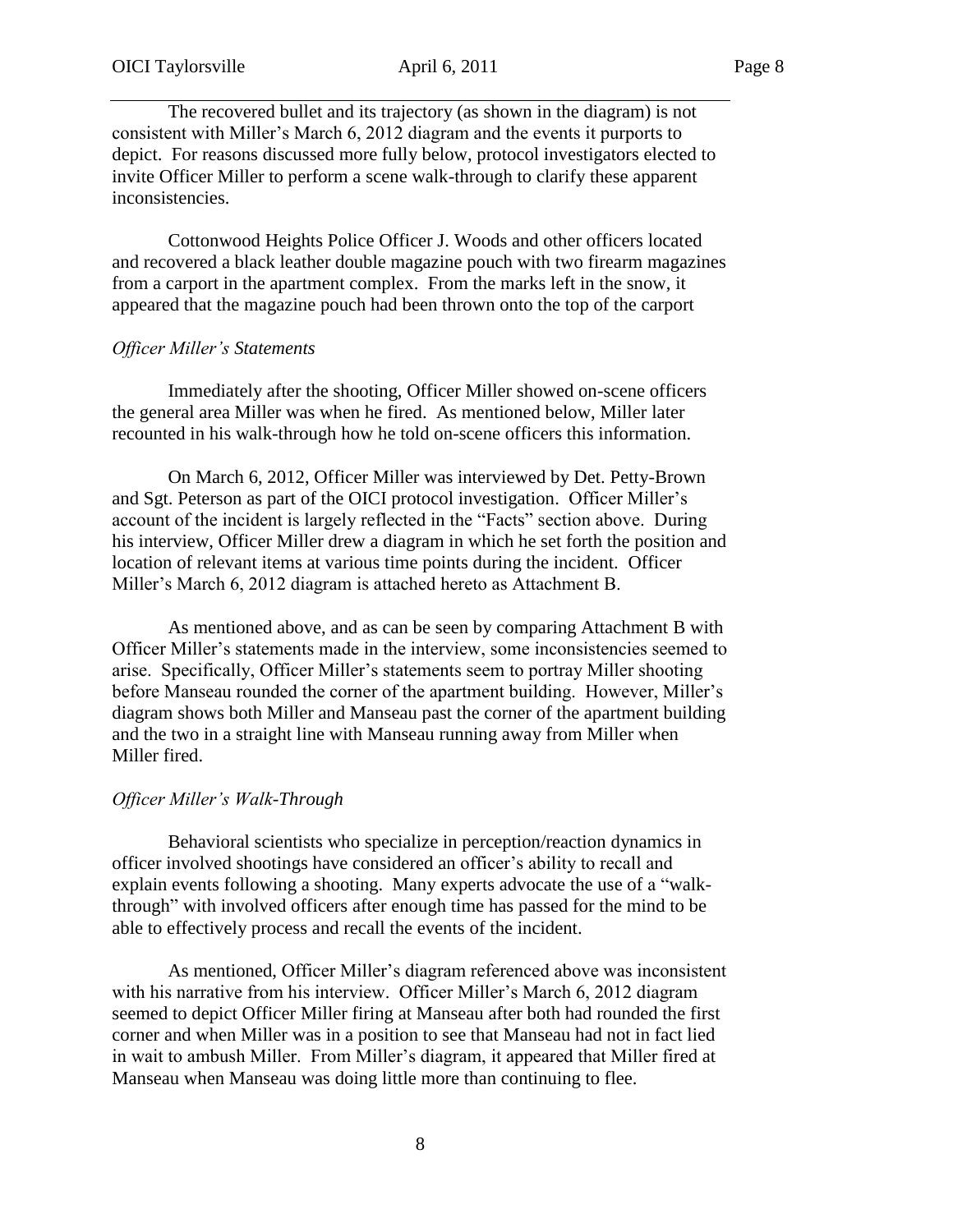The recovered bullet and its trajectory (as shown in the diagram) is not consistent with Miller's March 6, 2012 diagram and the events it purports to depict. For reasons discussed more fully below, protocol investigators elected to invite Officer Miller to perform a scene walk-through to clarify these apparent inconsistencies.

Cottonwood Heights Police Officer J. Woods and other officers located and recovered a black leather double magazine pouch with two firearm magazines from a carport in the apartment complex. From the marks left in the snow, it appeared that the magazine pouch had been thrown onto the top of the carport

*Officer Miller's Statements*

Immediately after the shooting, Officer Miller showed on-scene officers the general area Miller was when he fired. As mentioned below, Miller later recounted in his walk-through how he told on-scene officers this information.

On March 6, 2012, Officer Miller was interviewed by Det. Petty-Brown and Sgt. Peterson as part of the OICI protocol investigation. Officer Miller's account of the incident is largely reflected in the "Facts" section above. During his interview, Officer Miller drew a diagram in which he set forth the position and location of relevant items at various time points during the incident. Officer Miller's March 6, 2012 diagram is attached hereto as Attachment B.

As mentioned above, and as can be seen by comparing Attachment B with Officer Miller's statements made in the interview, some inconsistencies seemed to arise. Specifically, Officer Miller's statements seem to portray Miller shooting before Manseau rounded the corner of the apartment building. However, Miller's diagram shows both Miller and Manseau past the corner of the apartment building and the two in a straight line with Manseau running away from Miller when Miller fired.

*Officer Miller's Walk-Through*

Behavioral scientists who specialize in perception/reaction dynamics in officer involved shootings have considered an officer's ability to recall and explain events following a shooting. Many experts advocate the use of a "walk-through" with involved officers after enough time has passed for the mind to be able to effectively process and recall the events of the incident.

As mentioned, Officer Miller's diagram referenced above was inconsistent with his narrative from his interview. Officer Miller's March 6, 2012 diagram seemed to depict Officer Miller firing at Manseau after both had rounded the first corner and when Miller was in a position to see that Manseau had not in fact lied in wait to ambush Miller. From Miller's diagram, it appeared that Miller fired at Manseau when Manseau was doing little more than continuing to flee.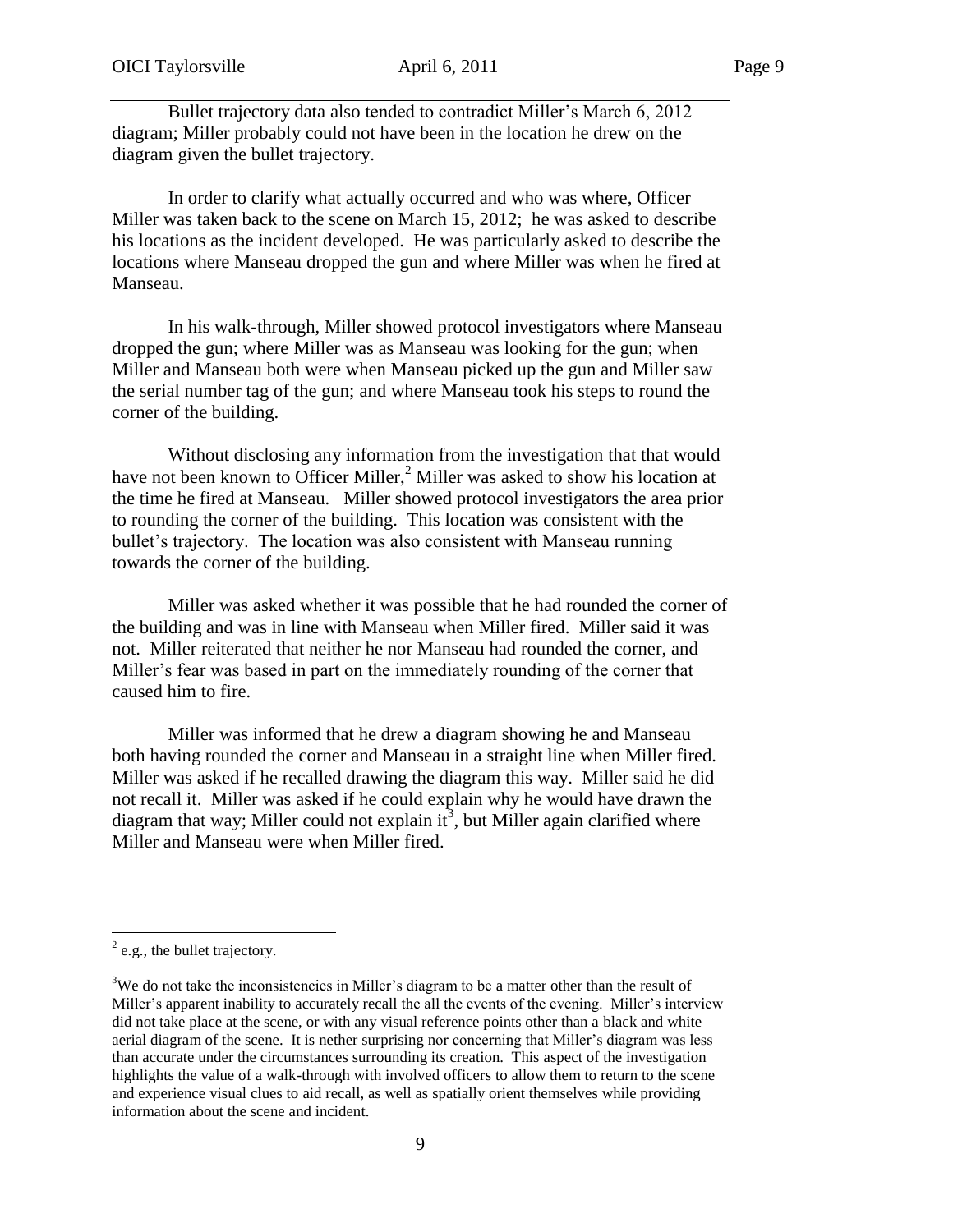Bullet trajectory data also tended to contradict Miller's March 6, 2012 diagram; Miller probably could not have been in the location he drew on the diagram given the bullet trajectory.

In order to clarify what actually occurred and who was where, Officer Miller was taken back to the scene on March 15, 2012; he was asked to describe his locations as the incident developed. He was particularly asked to describe the locations where Manseau dropped the gun and where Miller was when he fired at Manseau.

In his walk-through, Miller showed protocol investigators where Manseau dropped the gun; where Miller was as Manseau was looking for the gun; when Miller and Manseau both were when Manseau picked up the gun and Miller saw the serial number tag of the gun; and where Manseau took his steps to round the corner of the building.

Without disclosing any information from the investigation that that would have not been known to Officer Miller,[2] Miller was asked to show his location at the time he fired at Manseau. Miller showed protocol investigators the area prior to rounding the corner of the building. This location was consistent with the bullet's trajectory. The location was also consistent with Manseau running towards the corner of the building.

Miller was asked whether it was possible that he had rounded the corner of the building and was in line with Manseau when Miller fired. Miller said it was not. Miller reiterated that neither he nor Manseau had rounded the corner, and Miller's fear was based in part on the immediately rounding of the corner that caused him to fire.

Miller was informed that he drew a diagram showing he and Manseau both having rounded the corner and Manseau in a straight line when Miller fired. Miller was asked if he recalled drawing the diagram this way. Miller said he did not recall it. Miller was asked if he could explain why he would have drawn the diagram that way; Miller could not explain it[3], but Miller again clarified where Miller and Manseau were when Miller fired.

---

[2] e.g., the bullet trajectory.

[3] We do not take the inconsistencies in Miller's diagram to be a matter other than the result of Miller's apparent inability to accurately recall the all the events of the evening. Miller's interview did not take place at the scene, or with any visual reference points other than a black and white aerial diagram of the scene. It is nether surprising nor concerning that Miller's diagram was less than accurate under the circumstances surrounding its creation. This aspect of the investigation highlights the value of a walk-through with involved officers to allow them to return to the scene and experience visual clues to aid recall, as well as spatially orient themselves while providing information about the scene and incident.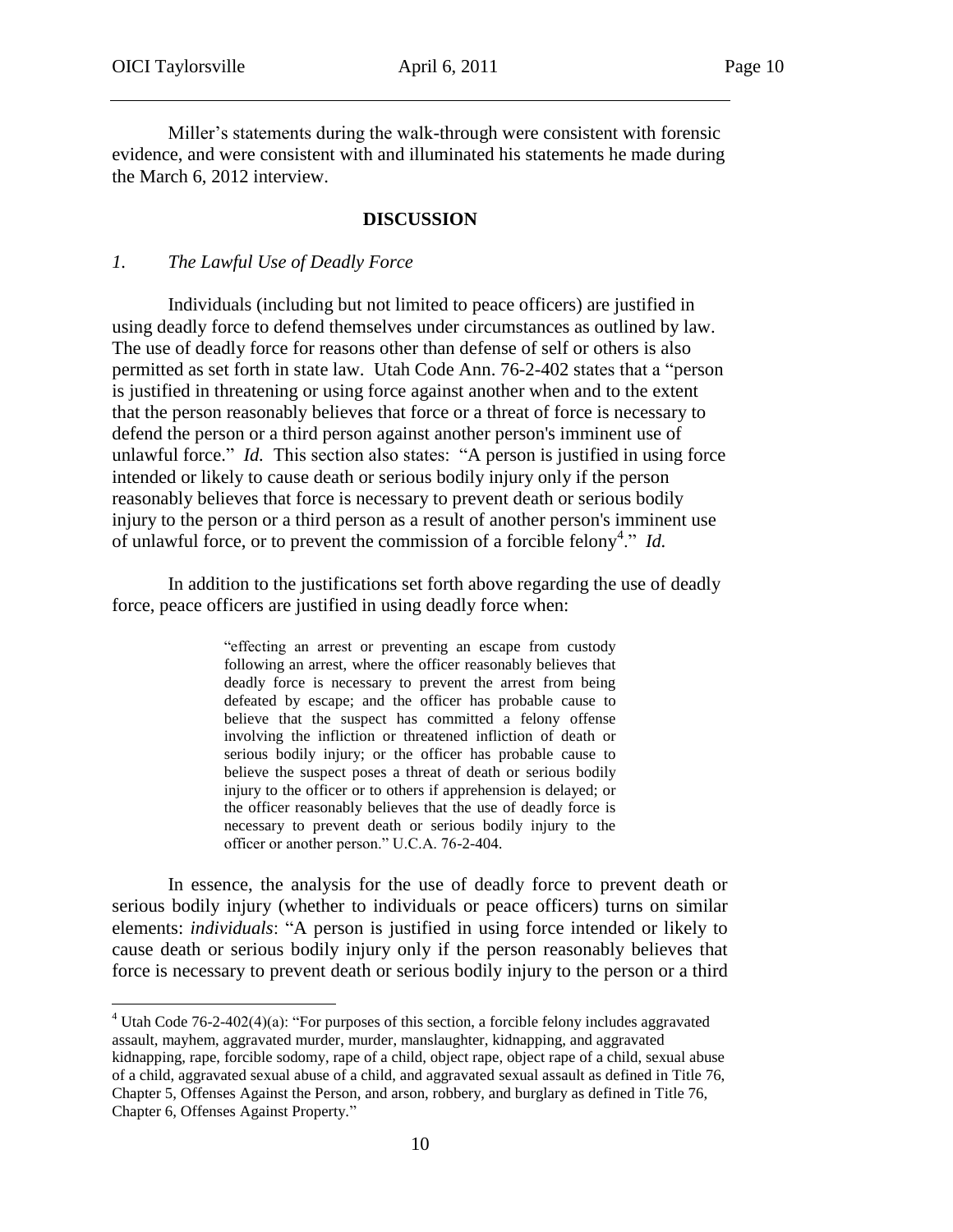Miller's statements during the walk-through were consistent with forensic evidence, and were consistent with and illuminated his statements he made during the March 6, 2012 interview.

## DISCUSSION

### *1. The Lawful Use of Deadly Force*

Individuals (including but not limited to peace officers) are justified in using deadly force to defend themselves under circumstances as outlined by law. The use of deadly force for reasons other than defense of self or others is also permitted as set forth in state law. Utah Code Ann. 76-2-402 states that a "person is justified in threatening or using force against another when and to the extent that the person reasonably believes that force or a threat of force is necessary to defend the person or a third person against another person's imminent use of unlawful force." *Id.* This section also states: "A person is justified in using force intended or likely to cause death or serious bodily injury only if the person reasonably believes that force is necessary to prevent death or serious bodily injury to the person or a third person as a result of another person's imminent use of unlawful force, or to prevent the commission of a forcible felony[4]." *Id.*

In addition to the justifications set forth above regarding the use of deadly force, peace officers are justified in using deadly force when:

> "effecting an arrest or preventing an escape from custody following an arrest, where the officer reasonably believes that deadly force is necessary to prevent the arrest from being defeated by escape; and the officer has probable cause to believe that the suspect has committed a felony offense involving the infliction or threatened infliction of death or serious bodily injury; or the officer has probable cause to believe the suspect poses a threat of death or serious bodily injury to the officer or to others if apprehension is delayed; or the officer reasonably believes that the use of deadly force is necessary to prevent death or serious bodily injury to the officer or another person." U.C.A. 76-2-404.

In essence, the analysis for the use of deadly force to prevent death or serious bodily injury (whether to individuals or peace officers) turns on similar elements: *individuals*: "A person is justified in using force intended or likely to cause death or serious bodily injury only if the person reasonably believes that force is necessary to prevent death or serious bodily injury to the person or a third

---

[4] Utah Code 76-2-402(4)(a): "For purposes of this section, a forcible felony includes aggravated assault, mayhem, aggravated murder, murder, manslaughter, kidnapping, and aggravated kidnapping, rape, forcible sodomy, rape of a child, object rape, object rape of a child, sexual abuse of a child, aggravated sexual abuse of a child, and aggravated sexual assault as defined in Title 76, Chapter 5, Offenses Against the Person, and arson, robbery, and burglary as defined in Title 76, Chapter 6, Offenses Against Property."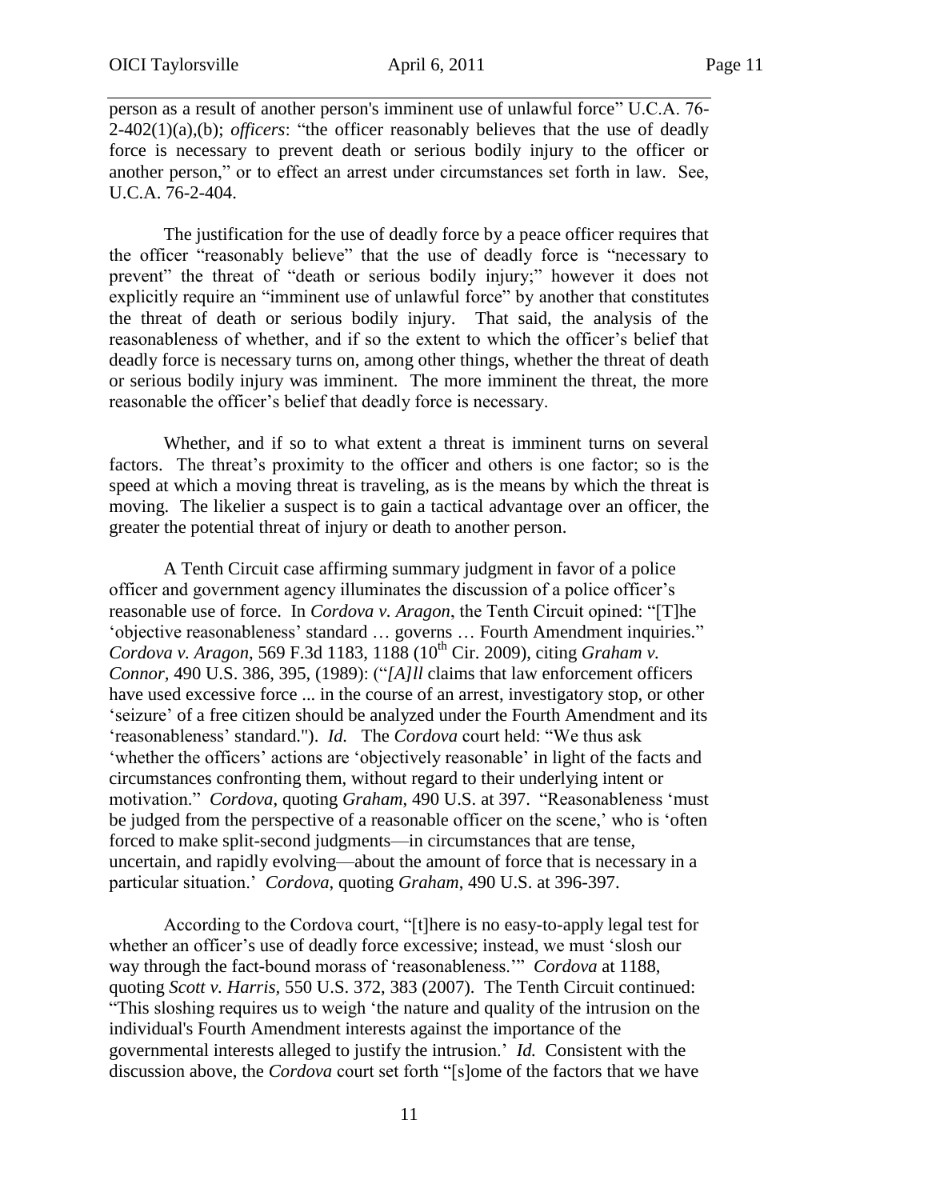person as a result of another person's imminent use of unlawful force" U.C.A. 76-2-402(1)(a),(b); *officers*: "the officer reasonably believes that the use of deadly force is necessary to prevent death or serious bodily injury to the officer or another person," or to effect an arrest under circumstances set forth in law. See, U.C.A. 76-2-404.

The justification for the use of deadly force by a peace officer requires that the officer "reasonably believe" that the use of deadly force is "necessary to prevent" the threat of "death or serious bodily injury;" however it does not explicitly require an "imminent use of unlawful force" by another that constitutes the threat of death or serious bodily injury. That said, the analysis of the reasonableness of whether, and if so the extent to which the officer's belief that deadly force is necessary turns on, among other things, whether the threat of death or serious bodily injury was imminent. The more imminent the threat, the more reasonable the officer's belief that deadly force is necessary.

Whether, and if so to what extent a threat is imminent turns on several factors. The threat's proximity to the officer and others is one factor; so is the speed at which a moving threat is traveling, as is the means by which the threat is moving. The likelier a suspect is to gain a tactical advantage over an officer, the greater the potential threat of injury or death to another person.

A Tenth Circuit case affirming summary judgment in favor of a police officer and government agency illuminates the discussion of a police officer's reasonable use of force. In *Cordova v. Aragon*, the Tenth Circuit opined: "[T]he 'objective reasonableness' standard … governs … Fourth Amendment inquiries." *Cordova v. Aragon*, 569 F.3d 1183, 1188 (10th Cir. 2009), citing *Graham v. Connor*, 490 U.S. 386, 395, (1989): ("*[A]ll* claims that law enforcement officers have used excessive force ... in the course of an arrest, investigatory stop, or other 'seizure' of a free citizen should be analyzed under the Fourth Amendment and its 'reasonableness' standard."). *Id.* The *Cordova* court held: "We thus ask 'whether the officers' actions are 'objectively reasonable' in light of the facts and circumstances confronting them, without regard to their underlying intent or motivation." *Cordova*, quoting *Graham*, 490 U.S. at 397. "Reasonableness 'must be judged from the perspective of a reasonable officer on the scene,' who is 'often forced to make split-second judgments—in circumstances that are tense, uncertain, and rapidly evolving—about the amount of force that is necessary in a particular situation.' *Cordova*, quoting *Graham*, 490 U.S. at 396-397.

According to the Cordova court, "[t]here is no easy-to-apply legal test for whether an officer's use of deadly force excessive; instead, we must 'slosh our way through the fact-bound morass of 'reasonableness.'" *Cordova* at 1188, quoting *Scott v. Harris*, 550 U.S. 372, 383 (2007). The Tenth Circuit continued: "This sloshing requires us to weigh 'the nature and quality of the intrusion on the individual's Fourth Amendment interests against the importance of the governmental interests alleged to justify the intrusion.' *Id.* Consistent with the discussion above, the *Cordova* court set forth "[s]ome of the factors that we have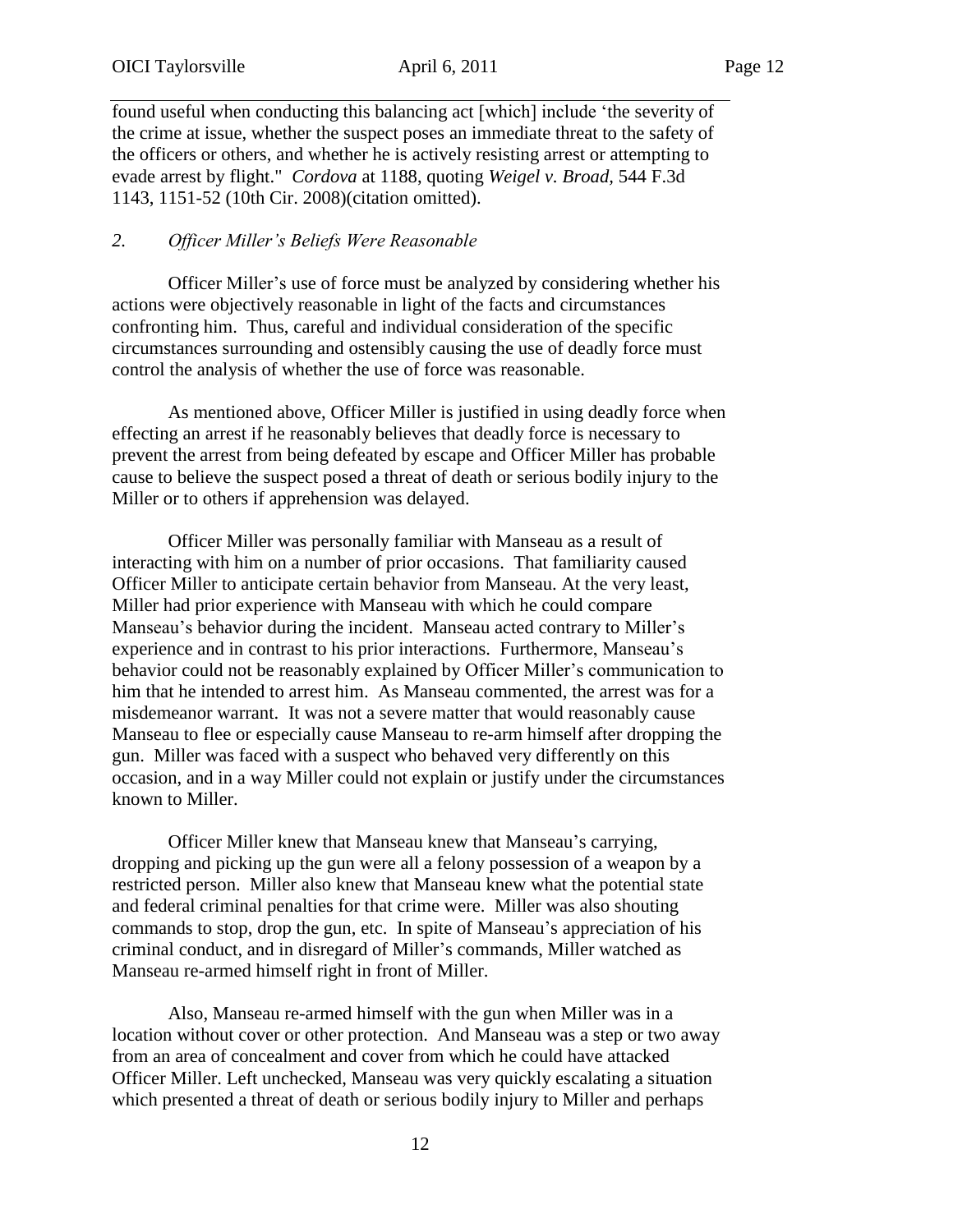found useful when conducting this balancing act [which] include 'the severity of the crime at issue, whether the suspect poses an immediate threat to the safety of the officers or others, and whether he is actively resisting arrest or attempting to evade arrest by flight." *Cordova* at 1188, quoting *Weigel v. Broad*, 544 F.3d 1143, 1151-52 (10th Cir. 2008)(citation omitted).

### *2. Officer Miller's Beliefs Were Reasonable*

Officer Miller's use of force must be analyzed by considering whether his actions were objectively reasonable in light of the facts and circumstances confronting him. Thus, careful and individual consideration of the specific circumstances surrounding and ostensibly causing the use of deadly force must control the analysis of whether the use of force was reasonable.

As mentioned above, Officer Miller is justified in using deadly force when effecting an arrest if he reasonably believes that deadly force is necessary to prevent the arrest from being defeated by escape and Officer Miller has probable cause to believe the suspect posed a threat of death or serious bodily injury to the Miller or to others if apprehension was delayed.

Officer Miller was personally familiar with Manseau as a result of interacting with him on a number of prior occasions. That familiarity caused Officer Miller to anticipate certain behavior from Manseau. At the very least, Miller had prior experience with Manseau with which he could compare Manseau's behavior during the incident. Manseau acted contrary to Miller's experience and in contrast to his prior interactions. Furthermore, Manseau's behavior could not be reasonably explained by Officer Miller's communication to him that he intended to arrest him. As Manseau commented, the arrest was for a misdemeanor warrant. It was not a severe matter that would reasonably cause Manseau to flee or especially cause Manseau to re-arm himself after dropping the gun. Miller was faced with a suspect who behaved very differently on this occasion, and in a way Miller could not explain or justify under the circumstances known to Miller.

Officer Miller knew that Manseau knew that Manseau's carrying, dropping and picking up the gun were all a felony possession of a weapon by a restricted person. Miller also knew that Manseau knew what the potential state and federal criminal penalties for that crime were. Miller was also shouting commands to stop, drop the gun, etc. In spite of Manseau's appreciation of his criminal conduct, and in disregard of Miller's commands, Miller watched as Manseau re-armed himself right in front of Miller.

Also, Manseau re-armed himself with the gun when Miller was in a location without cover or other protection. And Manseau was a step or two away from an area of concealment and cover from which he could have attacked Officer Miller. Left unchecked, Manseau was very quickly escalating a situation which presented a threat of death or serious bodily injury to Miller and perhaps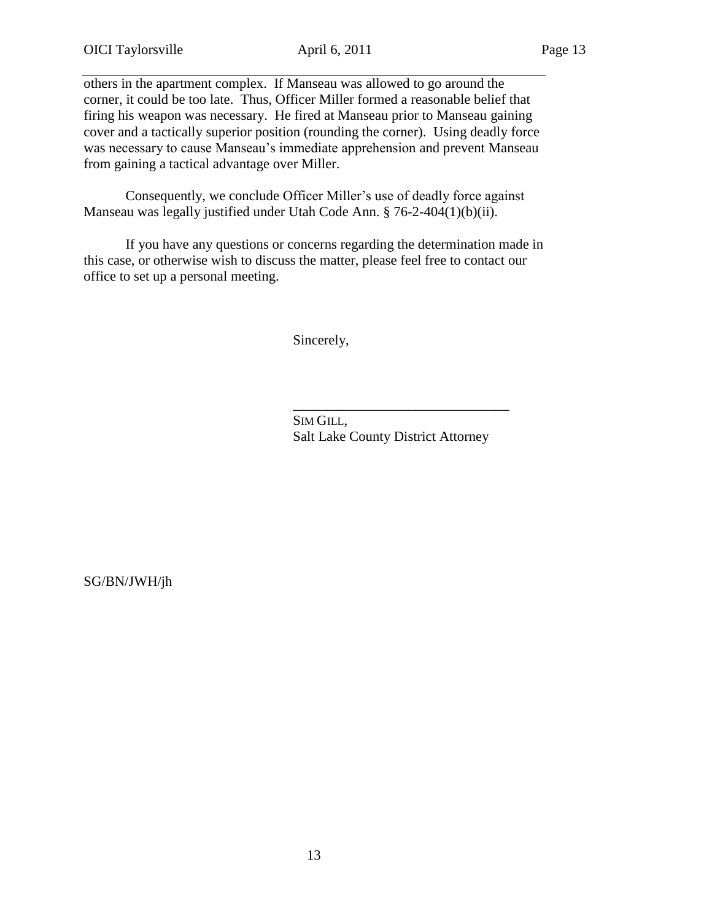others in the apartment complex. If Manseau was allowed to go around the corner, it could be too late. Thus, Officer Miller formed a reasonable belief that firing his weapon was necessary. He fired at Manseau prior to Manseau gaining cover and a tactically superior position (rounding the corner). Using deadly force was necessary to cause Manseau's immediate apprehension and prevent Manseau from gaining a tactical advantage over Miller.

Consequently, we conclude Officer Miller's use of deadly force against Manseau was legally justified under Utah Code Ann. § 76-2-404(1)(b)(ii).

If you have any questions or concerns regarding the determination made in this case, or otherwise wish to discuss the matter, please feel free to contact our office to set up a personal meeting.

Sincerely,

_______________________________

SIM GILL,
Salt Lake County District Attorney

SG/BN/JWH/jh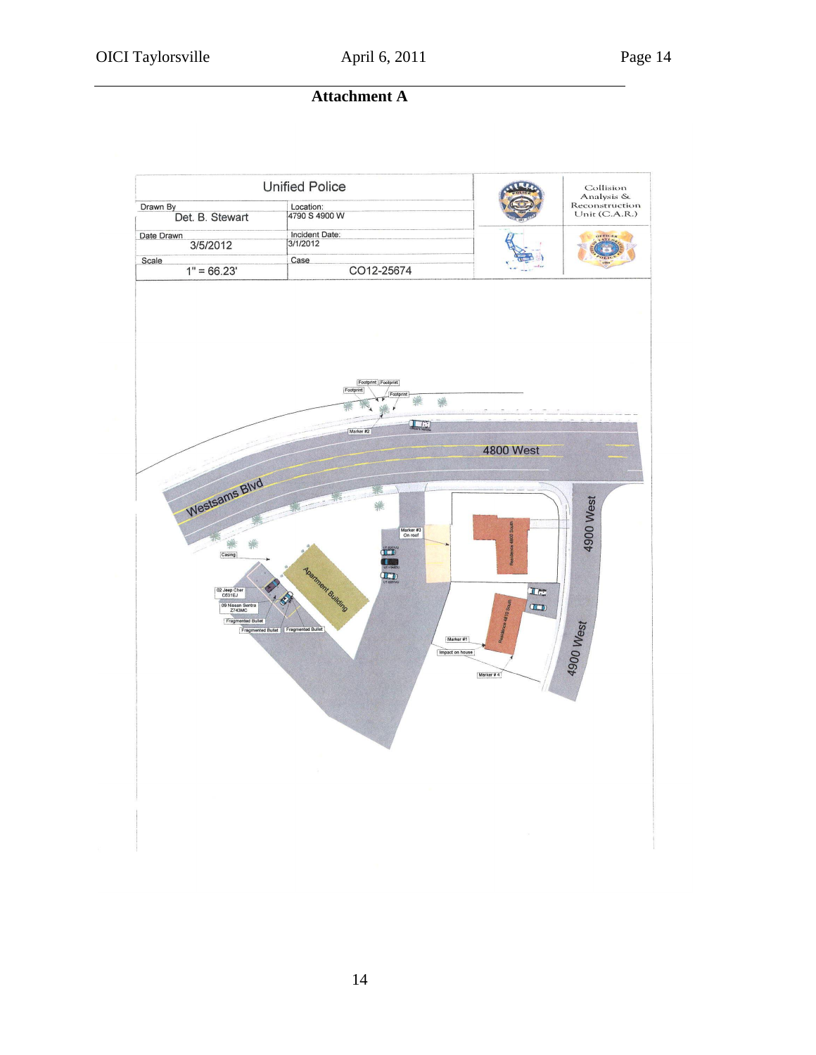## Attachment A

| Unified Police | |
|---|---|
| Drawn By: Det. B. Stewart | Location: 4790 S 4900 W |
| Date Drawn: 3/5/2012 | Incident Date: 3/1/2012 |
| Scale: 1" = 66.23' | Case: CO12-25674 |

Collision Analysis & Reconstruction Unit (C.A.R.)

Footprint
Footprint
Footprint
Footprint
Marker #2
4800 West
Westsams Blvd
4900 West
4900 West
Marker #3 On roof
Residence 4800 South
Residence 4810 South
Apartment Building
Casing
02 Jeep Cher C631EJ
09 Nissan Sentra Z743MC
Fragmented Bullet
Fragmented Bullet
Fragmented Bullet
Marker #1
Impact on house
Marker # 4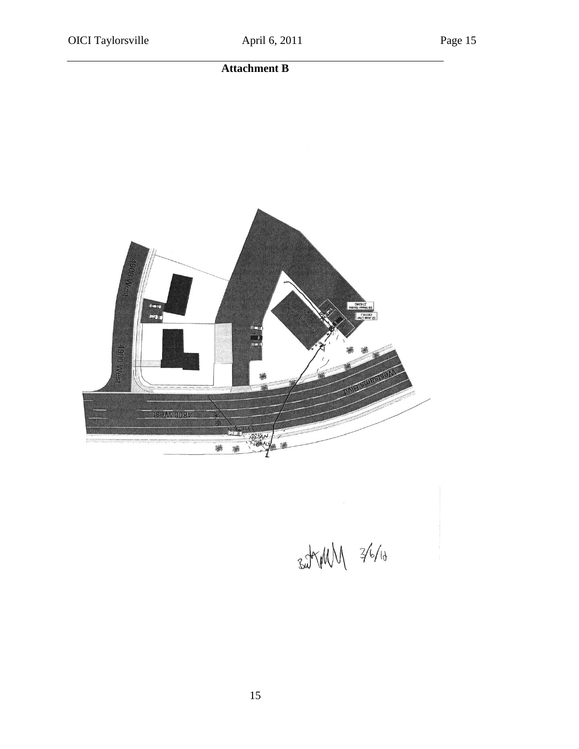**Attachment B**

4900 West

4900 West

4800 West

Westsams Blvd